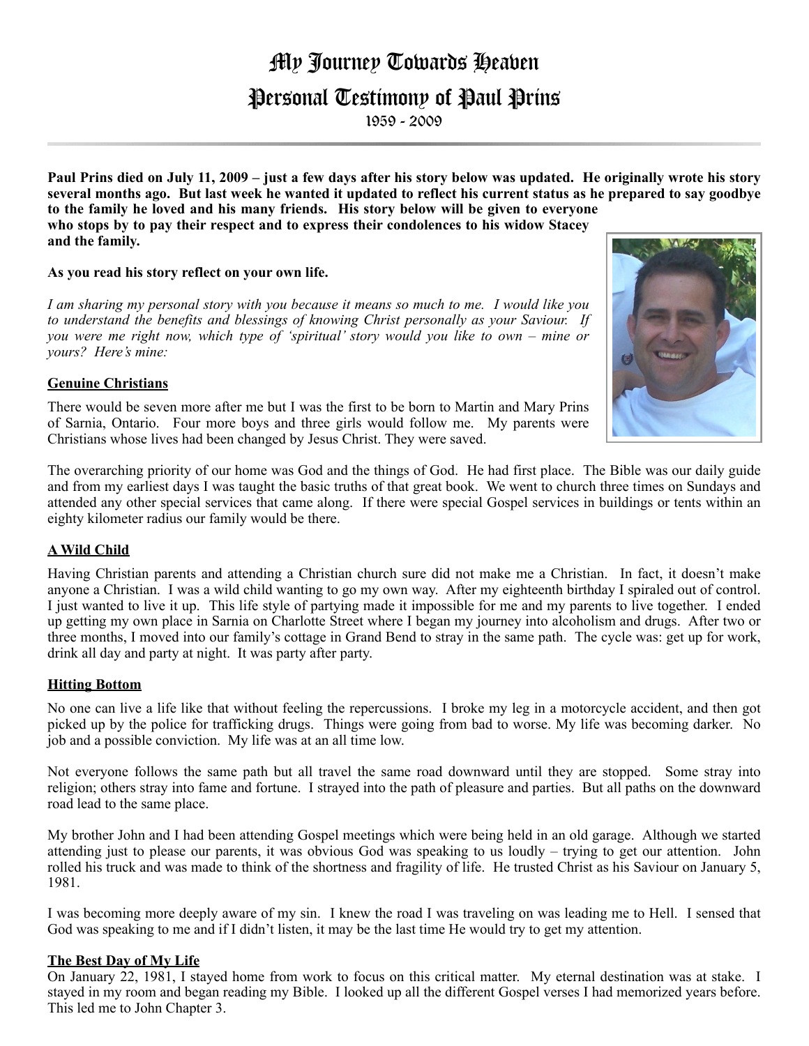# My Journey Towards Heaven

## Personal Testimony of Paul Prins

1959 - 2009

**Paul Prins died on July 11, 2009 – just a few days after his story below was updated. He originally wrote his story several months ago. But last week he wanted it updated to reflect his current status as he prepared to say goodbye to the family he loved and his many friends. His story below will be given to everyone who stops by to pay their respect and to express their condolences to his widow Stacey and the family.**

**As you read his story reflect on your own life.**

*I am sharing my personal story with you because it means so much to me. I would like you to understand the benefits and blessings of knowing Christ personally as your Saviour. If you were me right now, which type of 'spiritual' story would you like to own – mine or yours? Here's mine:*

### Genuine Christians

There would be seven more after me but I was the first to be born to Martin and Mary Prins of Sarnia, Ontario. Four more boys and three girls would follow me. My parents were Christians whose lives had been changed by Jesus Christ. They were saved.

The overarching priority of our home was God and the things of God. He had first place. The Bible was our daily guide and from my earliest days I was taught the basic truths of that great book. We went to church three times on Sundays and attended any other special services that came along. If there were special Gospel services in buildings or tents within an eighty kilometer radius our family would be there.

### A Wild Child

Having Christian parents and attending a Christian church sure did not make me a Christian. In fact, it doesn't make anyone a Christian. I was a wild child wanting to go my own way. After my eighteenth birthday I spiraled out of control. I just wanted to live it up. This life style of partying made it impossible for me and my parents to live together. I ended up getting my own place in Sarnia on Charlotte Street where I began my journey into alcoholism and drugs. After two or three months, I moved into our family's cottage in Grand Bend to stray in the same path. The cycle was: get up for work, drink all day and party at night. It was party after party.

### Hitting Bottom

No one can live a life like that without feeling the repercussions. I broke my leg in a motorcycle accident, and then got picked up by the police for trafficking drugs. Things were going from bad to worse. My life was becoming darker. No job and a possible conviction. My life was at an all time low.

Not everyone follows the same path but all travel the same road downward until they are stopped. Some stray into religion; others stray into fame and fortune. I strayed into the path of pleasure and parties. But all paths on the downward road lead to the same place.

My brother John and I had been attending Gospel meetings which were being held in an old garage. Although we started attending just to please our parents, it was obvious God was speaking to us loudly – trying to get our attention. John rolled his truck and was made to think of the shortness and fragility of life. He trusted Christ as his Saviour on January 5, 1981.

I was becoming more deeply aware of my sin. I knew the road I was traveling on was leading me to Hell. I sensed that God was speaking to me and if I didn't listen, it may be the last time He would try to get my attention.

### The Best Day of My Life

On January 22, 1981, I stayed home from work to focus on this critical matter. My eternal destination was at stake. I stayed in my room and began reading my Bible. I looked up all the different Gospel verses I had memorized years before. This led me to John Chapter 3.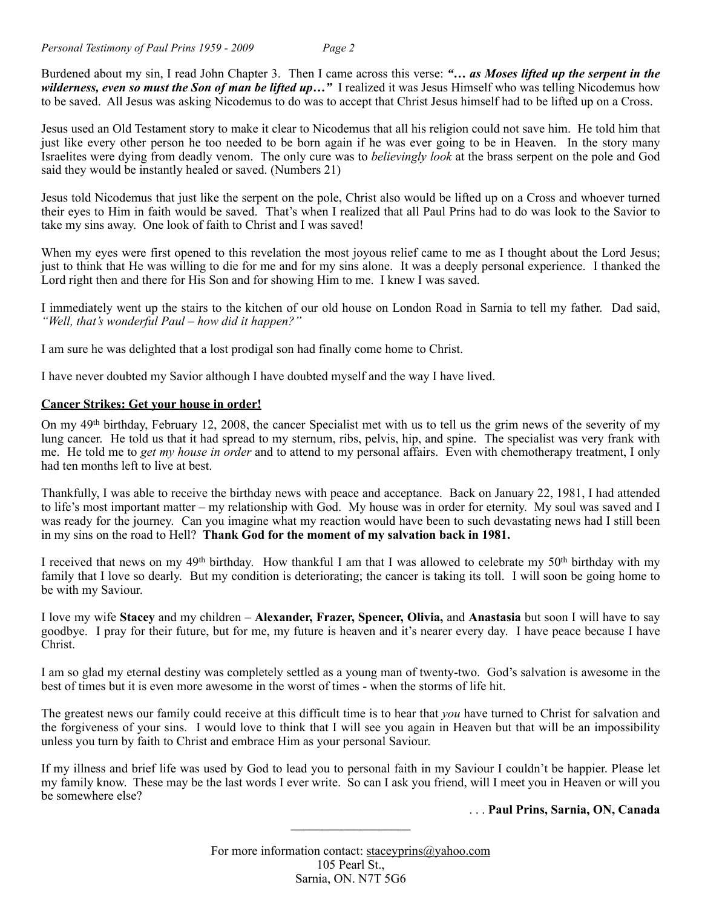Burdened about my sin, I read John Chapter 3. Then I came across this verse: ***"… as Moses lifted up the serpent in the wilderness, even so must the Son of man be lifted up…"*** I realized it was Jesus Himself who was telling Nicodemus how to be saved. All Jesus was asking Nicodemus to do was to accept that Christ Jesus himself had to be lifted up on a Cross.

Jesus used an Old Testament story to make it clear to Nicodemus that all his religion could not save him. He told him that just like every other person he too needed to be born again if he was ever going to be in Heaven. In the story many Israelites were dying from deadly venom. The only cure was to *believingly look* at the brass serpent on the pole and God said they would be instantly healed or saved. (Numbers 21)

Jesus told Nicodemus that just like the serpent on the pole, Christ also would be lifted up on a Cross and whoever turned their eyes to Him in faith would be saved. That's when I realized that all Paul Prins had to do was look to the Savior to take my sins away. One look of faith to Christ and I was saved!

When my eyes were first opened to this revelation the most joyous relief came to me as I thought about the Lord Jesus; just to think that He was willing to die for me and for my sins alone. It was a deeply personal experience. I thanked the Lord right then and there for His Son and for showing Him to me. I knew I was saved.

I immediately went up the stairs to the kitchen of our old house on London Road in Sarnia to tell my father. Dad said, *"Well, that's wonderful Paul – how did it happen?"*

I am sure he was delighted that a lost prodigal son had finally come home to Christ.

I have never doubted my Savior although I have doubted myself and the way I have lived.

**Cancer Strikes: Get your house in order!**

On my 49th birthday, February 12, 2008, the cancer Specialist met with us to tell us the grim news of the severity of my lung cancer. He told us that it had spread to my sternum, ribs, pelvis, hip, and spine. The specialist was very frank with me. He told me to *get my house in order* and to attend to my personal affairs. Even with chemotherapy treatment, I only had ten months left to live at best.

Thankfully, I was able to receive the birthday news with peace and acceptance. Back on January 22, 1981, I had attended to life's most important matter – my relationship with God. My house was in order for eternity. My soul was saved and I was ready for the journey. Can you imagine what my reaction would have been to such devastating news had I still been in my sins on the road to Hell? **Thank God for the moment of my salvation back in 1981.**

I received that news on my 49th birthday. How thankful I am that I was allowed to celebrate my 50th birthday with my family that I love so dearly. But my condition is deteriorating; the cancer is taking its toll. I will soon be going home to be with my Saviour.

I love my wife **Stacey** and my children – **Alexander, Frazer, Spencer, Olivia,** and **Anastasia** but soon I will have to say goodbye. I pray for their future, but for me, my future is heaven and it's nearer every day. I have peace because I have Christ.

I am so glad my eternal destiny was completely settled as a young man of twenty-two. God's salvation is awesome in the best of times but it is even more awesome in the worst of times - when the storms of life hit.

The greatest news our family could receive at this difficult time is to hear that *you* have turned to Christ for salvation and the forgiveness of your sins. I would love to think that I will see you again in Heaven but that will be an impossibility unless you turn by faith to Christ and embrace Him as your personal Saviour.

If my illness and brief life was used by God to lead you to personal faith in my Saviour I couldn't be happier. Please let my family know. These may be the last words I ever write. So can I ask you friend, will I meet you in Heaven or will you be somewhere else?

. . . **Paul Prins, Sarnia, ON, Canada**

---

For more information contact: staceyprins@yahoo.com
105 Pearl St.,
Sarnia, ON. N7T 5G6